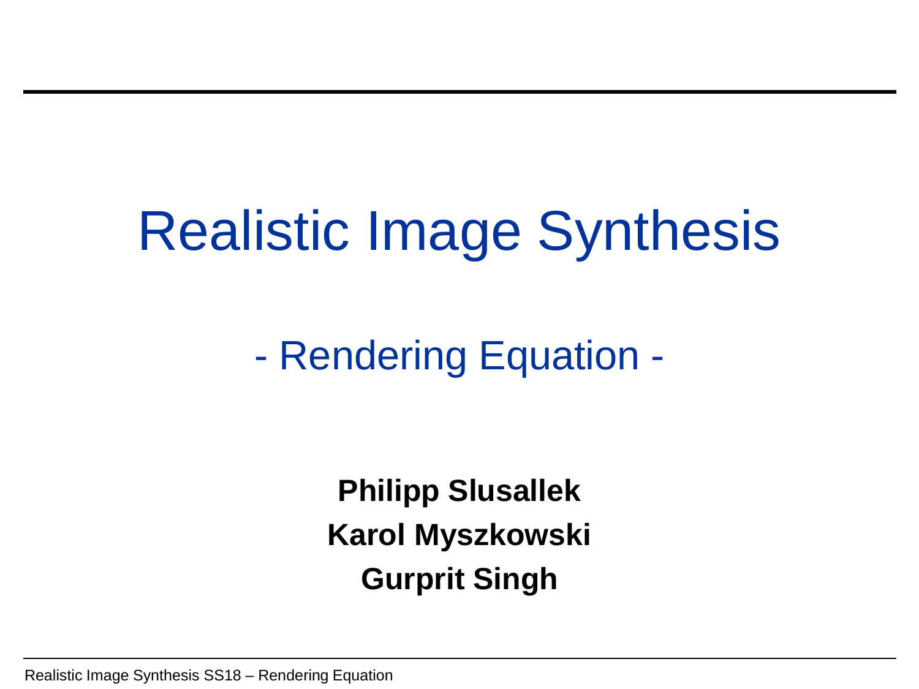# Realistic Image Synthesis

## - Rendering Equation -

**Philipp Slusallek**

**Karol Myszkowski**

**Gurprit Singh**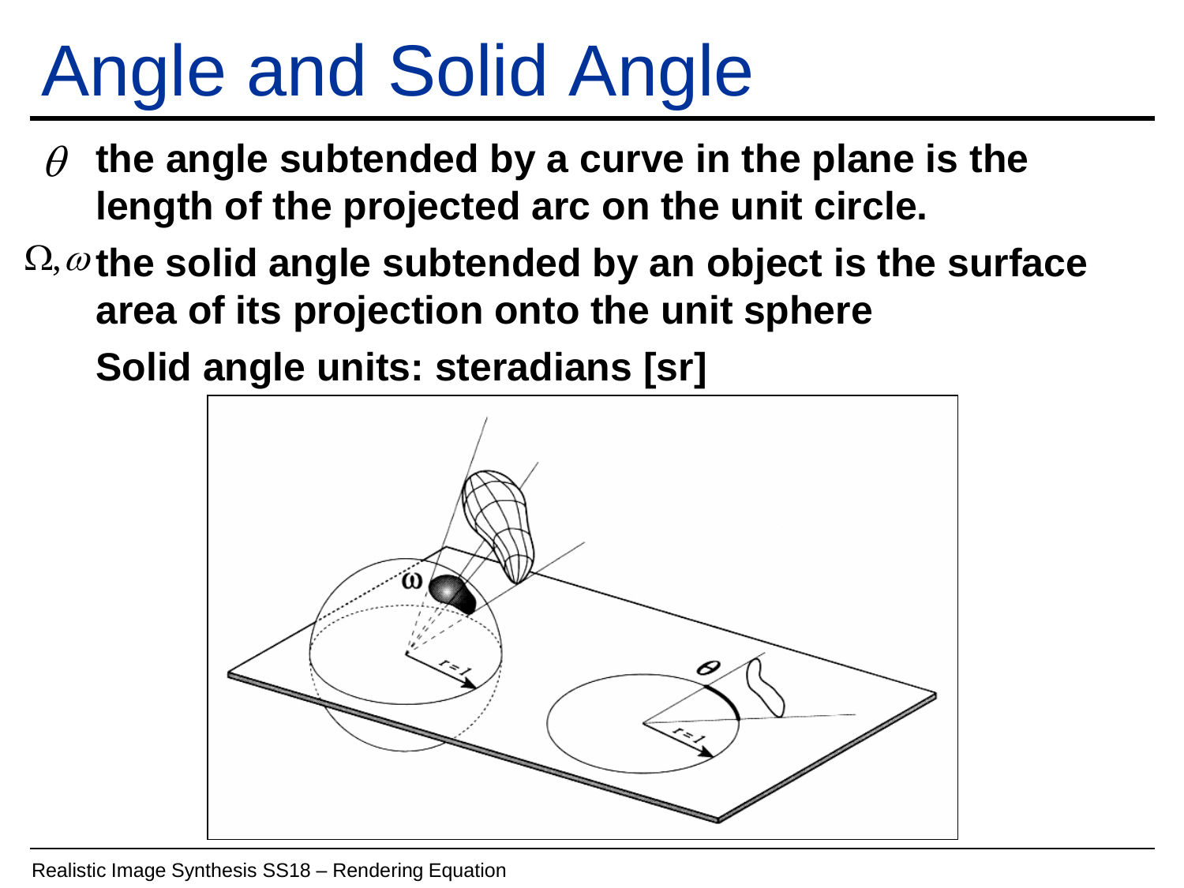# Angle and Solid Angle

- $\theta$ **the angle subtended by a curve in the plane is the length of the projected arc on the unit circle.**
- $\Omega, \omega$ **the solid angle subtended by an object is the surface area of its projection onto the unit sphere**

  **Solid angle units: steradians [sr]**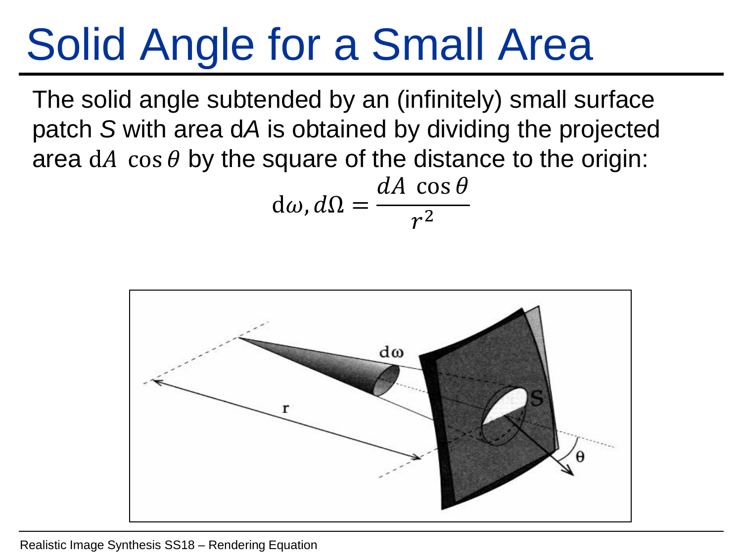# Solid Angle for a Small Area

The solid angle subtended by an (infinitely) small surface patch *S* with area d*A* is obtained by dividing the projected area $\mathrm{d}A\ \cos\theta$ by the square of the distance to the origin:

$$\mathrm{d}\omega, d\Omega = \frac{dA\ \cos\theta}{r^2}$$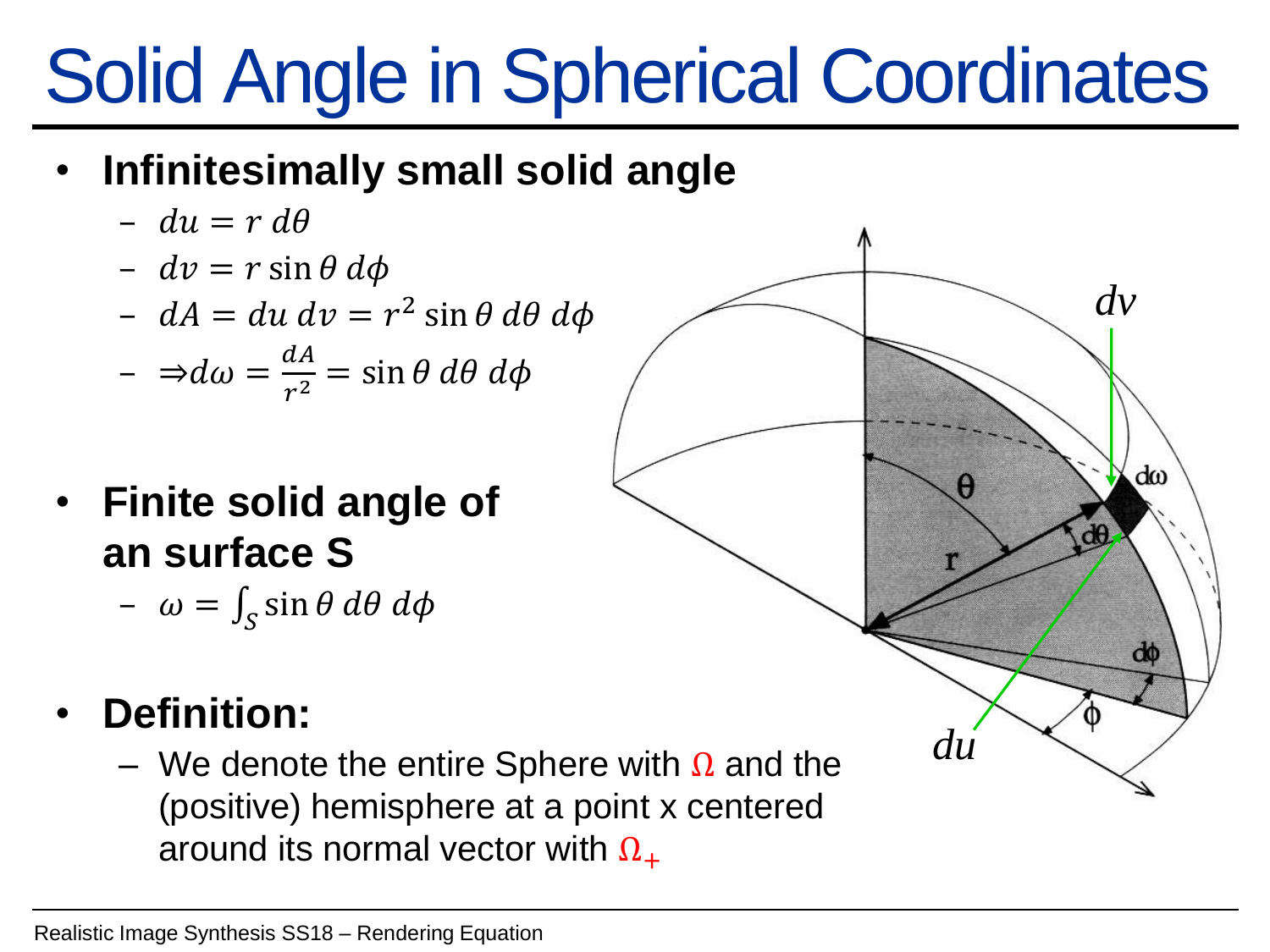# Solid Angle in Spherical Coordinates

- **Infinitesimally small solid angle**
  - $du = r\, d\theta$
  - $dv = r \sin\theta\, d\phi$
  - $dA = du\, dv = r^2 \sin\theta\, d\theta\, d\phi$
  - $\Rightarrow d\omega = \frac{dA}{r^2} = \sin\theta\, d\theta\, d\phi$

- **Finite solid angle of an surface S**
  - $\omega = \int_S \sin\theta\, d\theta\, d\phi$

- **Definition:**
  - We denote the entire Sphere with $\Omega$ and the (positive) hemisphere at a point x centered around its normal vector with $\Omega_+$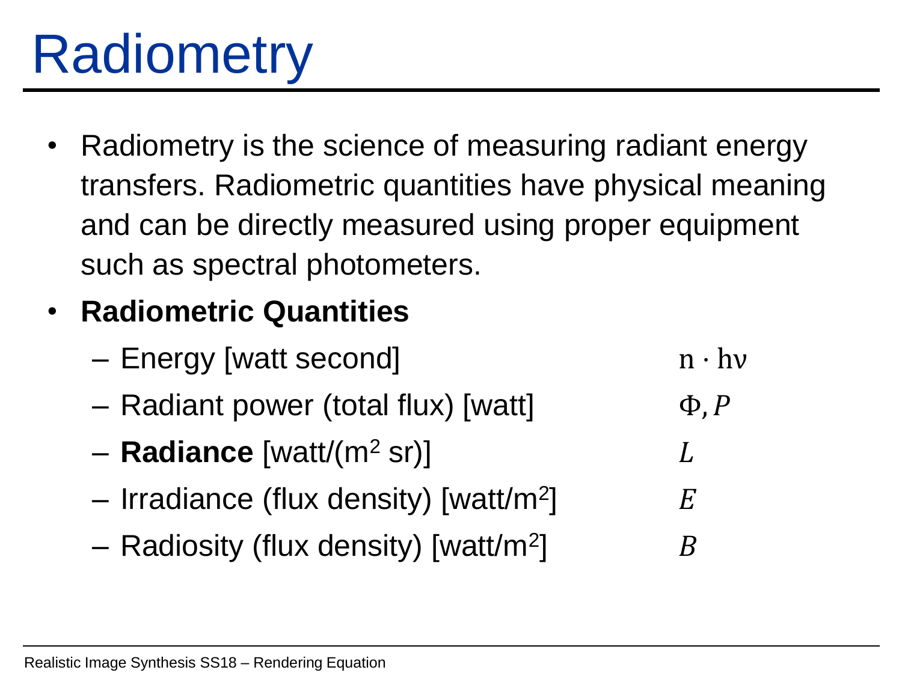# Radiometry

- Radiometry is the science of measuring radiant energy transfers. Radiometric quantities have physical meaning and can be directly measured using proper equipment such as spectral photometers.
- **Radiometric Quantities**
  - Energy [watt second] $n \cdot h\nu$
  - Radiant power (total flux) [watt] $\Phi, P$
  - **Radiance** [watt/($m^2$ sr)] $L$
  - Irradiance (flux density) [watt/$m^2$] $E$
  - Radiosity (flux density) [watt/$m^2$] $B$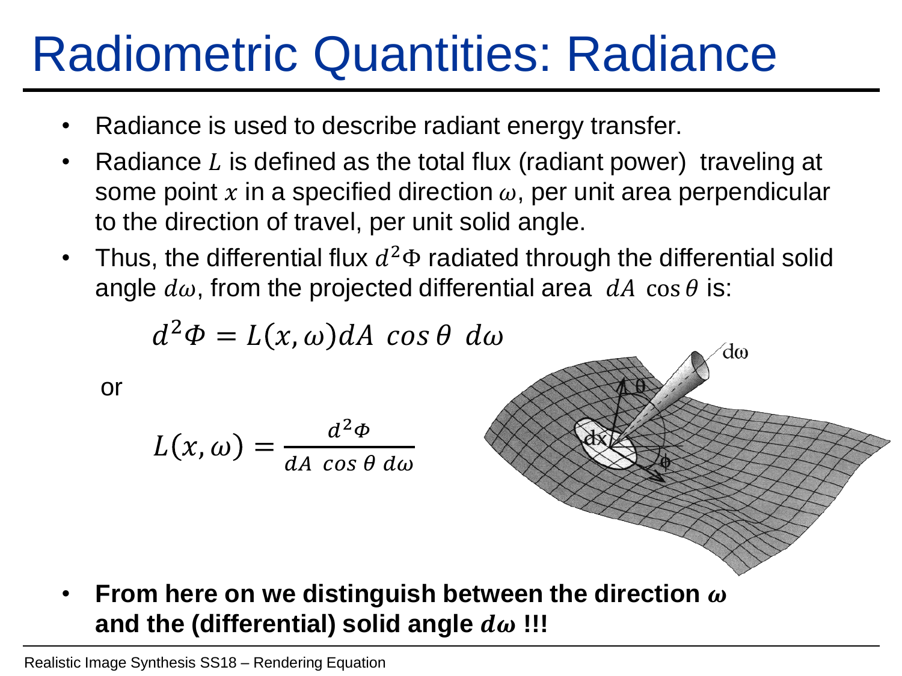# Radiometric Quantities: Radiance

- Radiance is used to describe radiant energy transfer.
- Radiance $L$ is defined as the total flux (radiant power) traveling at some point $x$ in a specified direction $\omega$, per unit area perpendicular to the direction of travel, per unit solid angle.
- Thus, the differential flux $d^2\Phi$ radiated through the differential solid angle $d\omega$, from the projected differential area $dA\ \cos\theta$ is:

$$d^2\Phi = L(x,\omega)dA\ \cos\theta\ d\omega$$

or

$$L(x,\omega) = \frac{d^2\Phi}{dA\ \cos\theta\ d\omega}$$

- **From here on we distinguish between the direction $\omega$ and the (differential) solid angle $d\omega$ !!!**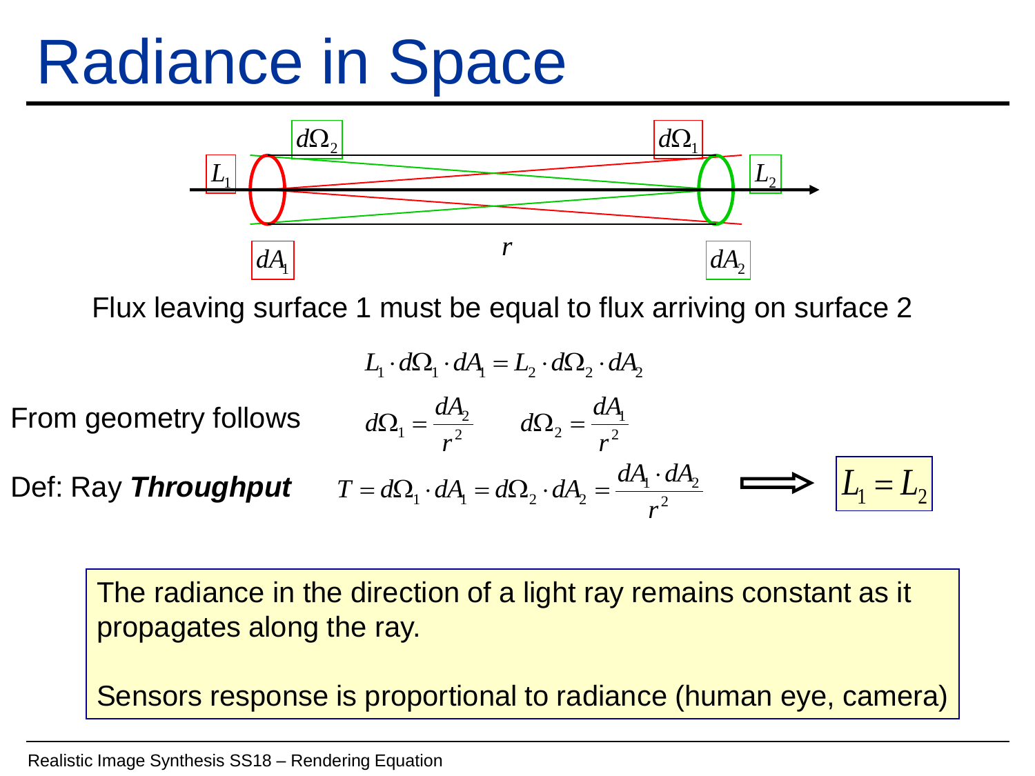# Radiance in Space

Flux leaving surface 1 must be equal to flux arriving on surface 2

$$L_1 \cdot d\Omega_1 \cdot dA_1 = L_2 \cdot d\Omega_2 \cdot dA_2$$

From geometry follows

$$d\Omega_1 = \frac{dA_2}{r^2} \qquad d\Omega_2 = \frac{dA_1}{r^2}$$

Def: Ray ***Throughput***

$$T = d\Omega_1 \cdot dA_1 = d\Omega_2 \cdot dA_2 = \frac{dA_1 \cdot dA_2}{r^2} \quad \Longrightarrow \quad L_1 = L_2$$

The radiance in the direction of a light ray remains constant as it propagates along the ray.

Sensors response is proportional to radiance (human eye, camera)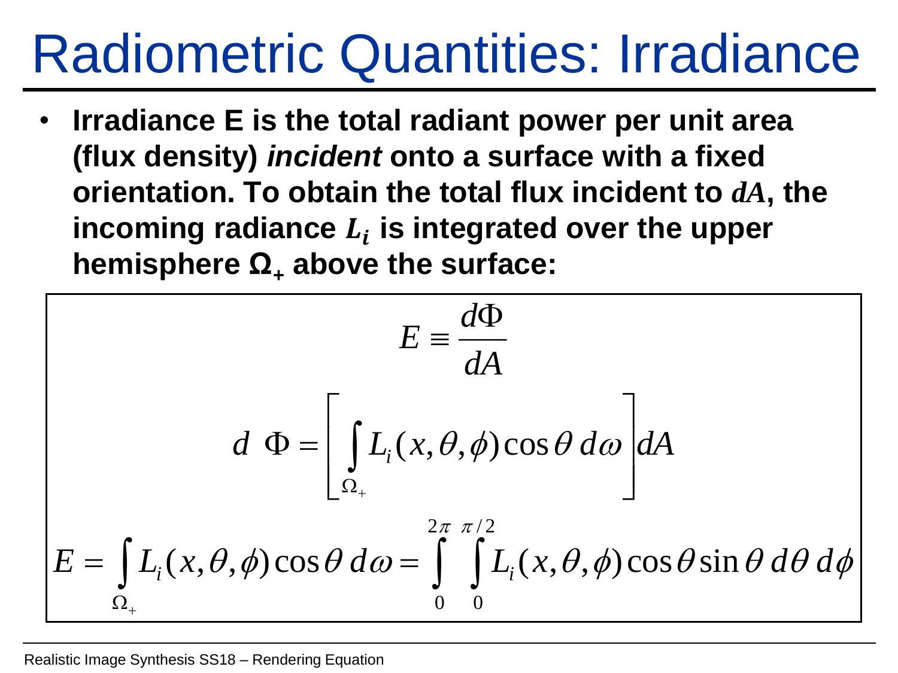# Radiometric Quantities: Irradiance

- **Irradiance E is the total radiant power per unit area (flux density) *incident* onto a surface with a fixed orientation. To obtain the total flux incident to $dA$, the incoming radiance $L_i$ is integrated over the upper hemisphere $\Omega_+$ above the surface:**

$$E \equiv \frac{d\Phi}{dA}$$

$$d\ \Phi = \left[ \int_{\Omega_+} L_i(x,\theta,\phi)\cos\theta \, d\omega \right] dA$$

$$E = \int_{\Omega_+} L_i(x,\theta,\phi)\cos\theta \, d\omega = \int_0^{2\pi} \int_0^{\pi/2} L_i(x,\theta,\phi)\cos\theta \sin\theta \, d\theta \, d\phi$$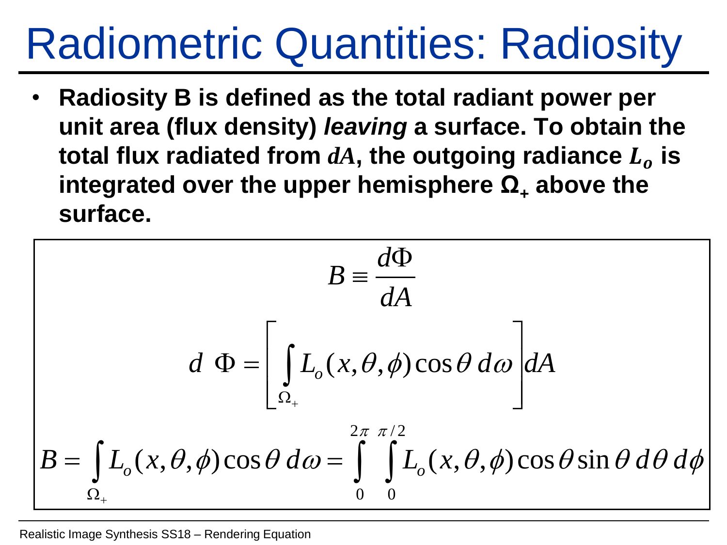# Radiometric Quantities: Radiosity

- **Radiosity B is defined as the total radiant power per unit area (flux density)** ***leaving*** **a surface. To obtain the total flux radiated from $dA$, the outgoing radiance $L_o$ is integrated over the upper hemisphere $\Omega_+$ above the surface.**

$$B \equiv \frac{d\Phi}{dA}$$

$$d\ \Phi = \left[ \int_{\Omega_+} L_o(x, \theta, \phi) \cos\theta \, d\omega \right] dA$$

$$B = \int_{\Omega_+} L_o(x, \theta, \phi) \cos\theta \, d\omega = \int_0^{2\pi} \int_0^{\pi/2} L_o(x, \theta, \phi) \cos\theta \sin\theta \, d\theta \, d\phi$$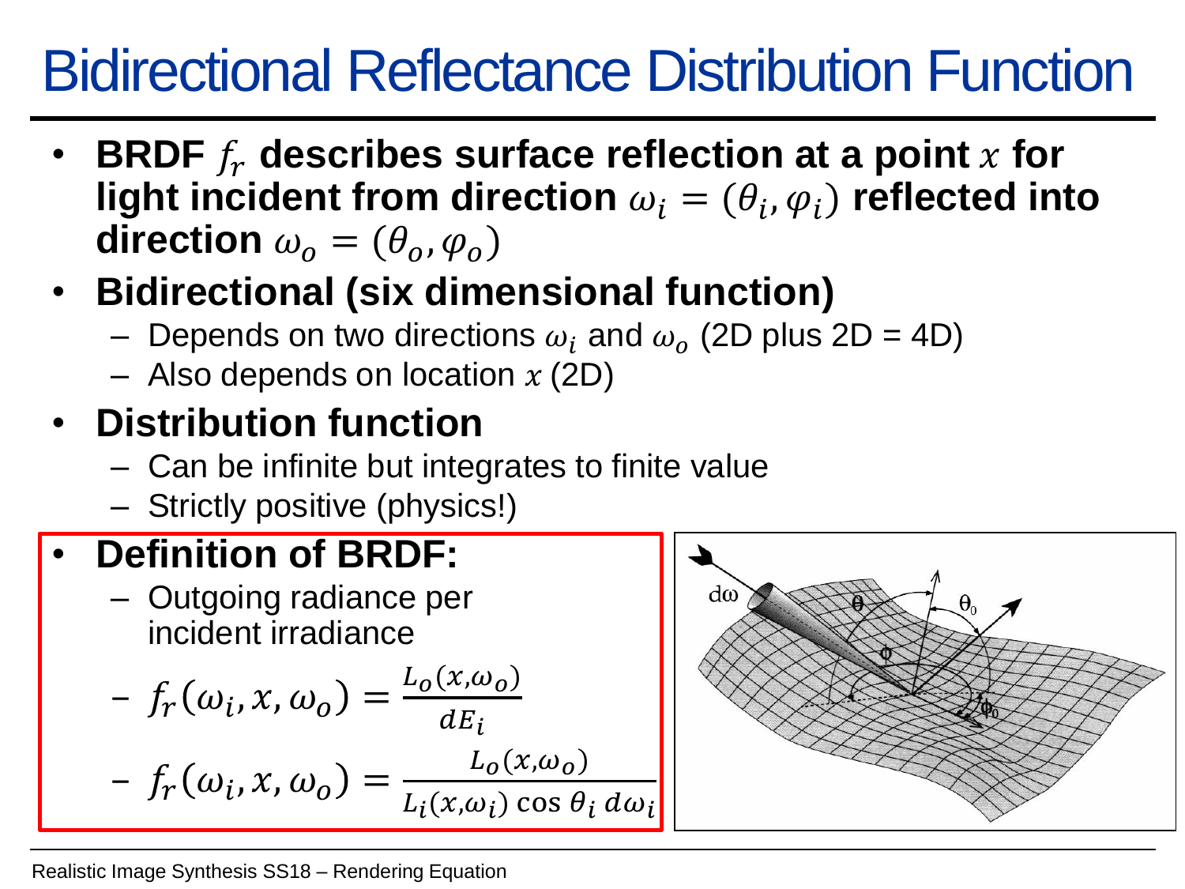# Bidirectional Reflectance Distribution Function

- **BRDF $f_r$ describes surface reflection at a point $x$ for light incident from direction $\omega_i = (\theta_i, \varphi_i)$ reflected into direction $\omega_o = (\theta_o, \varphi_o)$**
- **Bidirectional (six dimensional function)**
  - Depends on two directions $\omega_i$ and $\omega_o$ (2D plus 2D = 4D)
  - Also depends on location $x$ (2D)
- **Distribution function**
  - Can be infinite but integrates to finite value
  - Strictly positive (physics!)
- **Definition of BRDF:**
  - Outgoing radiance per incident irradiance
  - $f_r(\omega_i, x, \omega_o) = \frac{L_o(x,\omega_o)}{dE_i}$
  - $f_r(\omega_i, x, \omega_o) = \frac{L_o(x,\omega_o)}{L_i(x,\omega_i) \cos\theta_i \, d\omega_i}$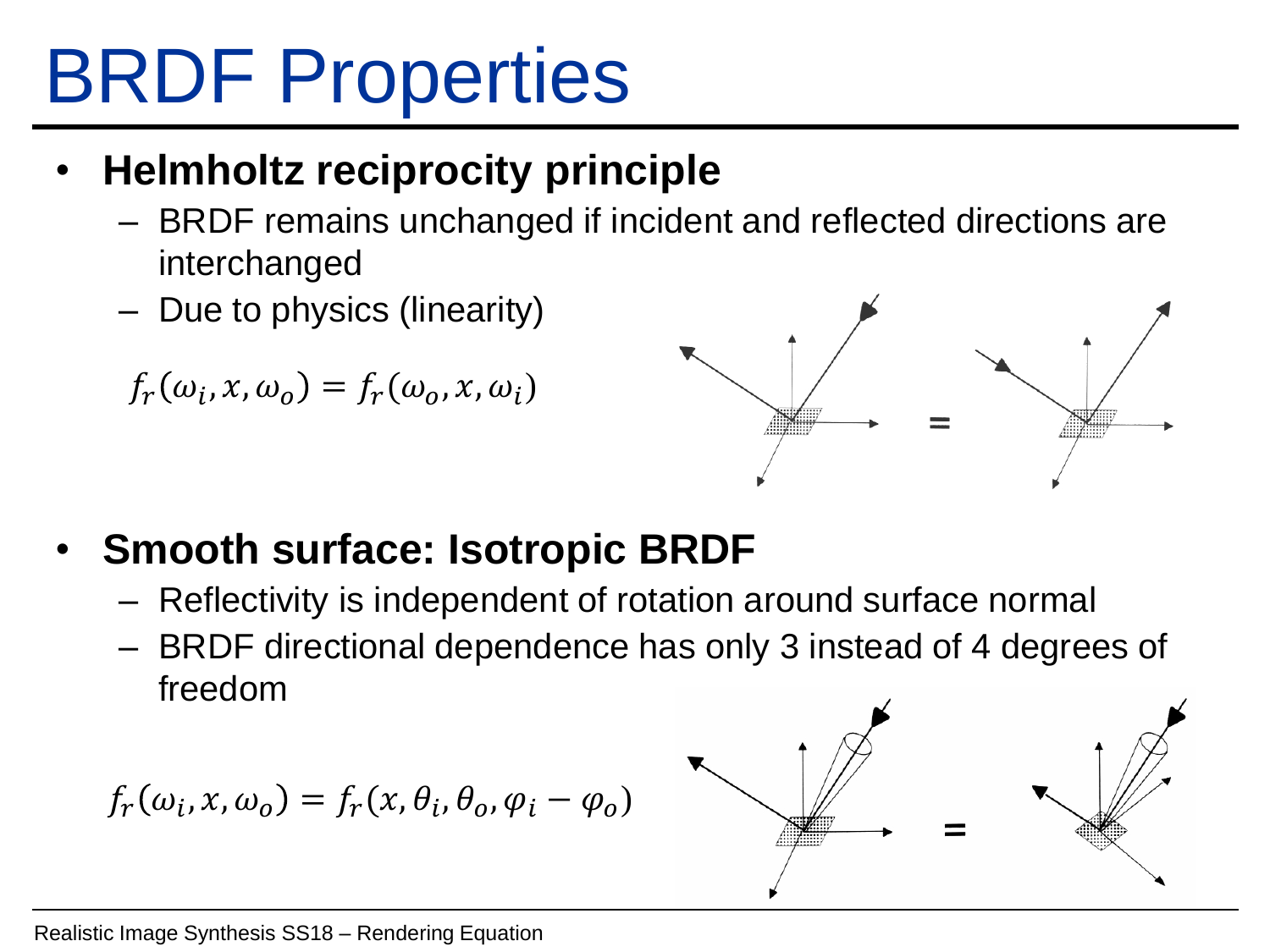# BRDF Properties

- **Helmholtz reciprocity principle**
  - BRDF remains unchanged if incident and reflected directions are interchanged
  - Due to physics (linearity)

$$f_r(\omega_i, x, \omega_o) = f_r(\omega_o, x, \omega_i)$$

- **Smooth surface: Isotropic BRDF**
  - Reflectivity is independent of rotation around surface normal
  - BRDF directional dependence has only 3 instead of 4 degrees of freedom

$$f_r(\omega_i, x, \omega_o) = f_r(x, \theta_i, \theta_o, \varphi_i - \varphi_o)$$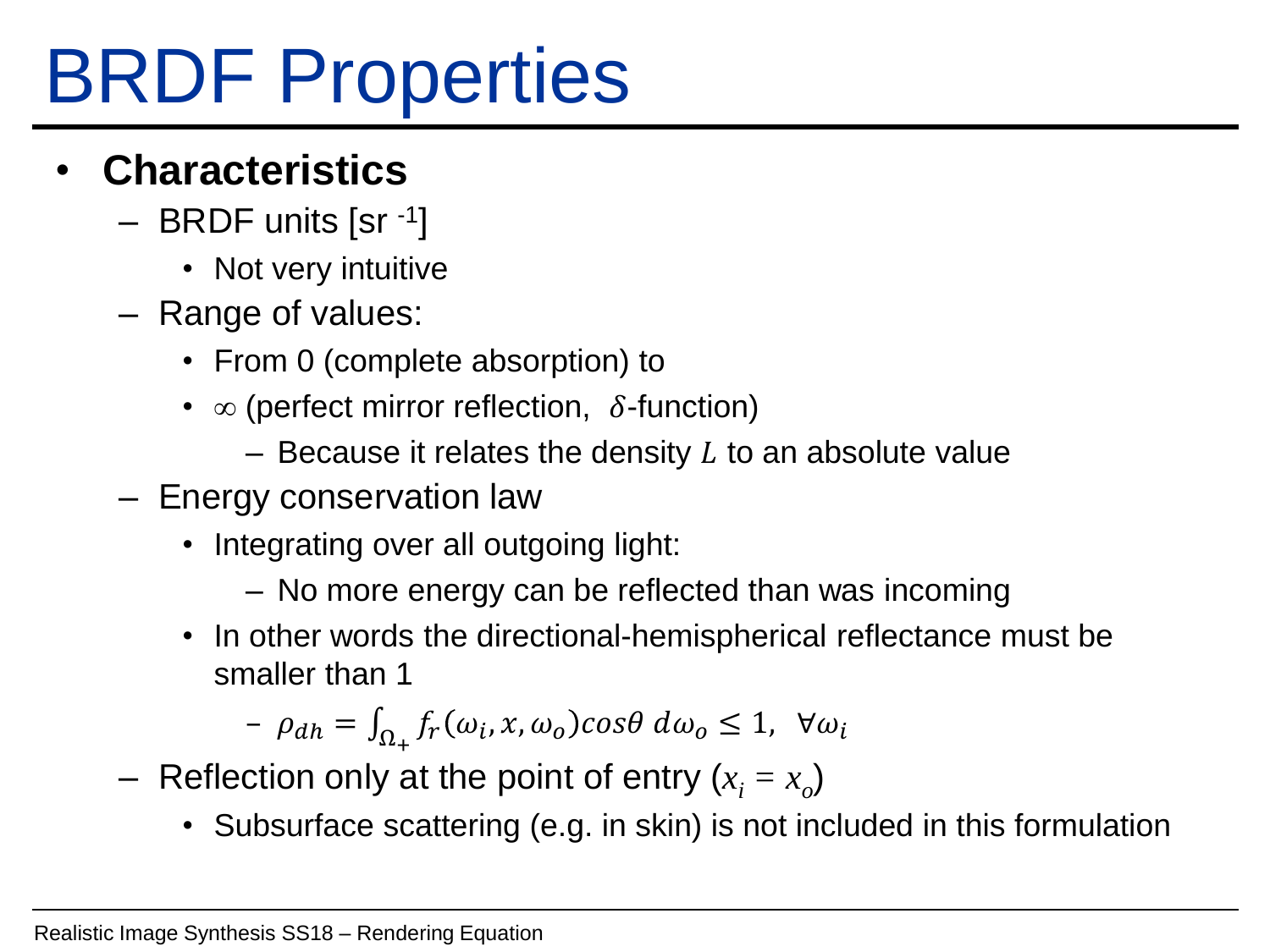# BRDF Properties

- **Characteristics**
  - BRDF units [sr $^{-1}$]
    - Not very intuitive
  - Range of values:
    - From 0 (complete absorption) to
    - $\infty$ (perfect mirror reflection, $\delta$-function)
      - Because it relates the density $L$ to an absolute value
  - Energy conservation law
    - Integrating over all outgoing light:
      - No more energy can be reflected than was incoming
    - In other words the directional-hemispherical reflectance must be smaller than 1
      - $\rho_{dh} = \int_{\Omega_+} f_r(\omega_i, x, \omega_o) cos\theta \, d\omega_o \leq 1, \;\; \forall \omega_i$
  - Reflection only at the point of entry ($x_i = x_o$)
    - Subsurface scattering (e.g. in skin) is not included in this formulation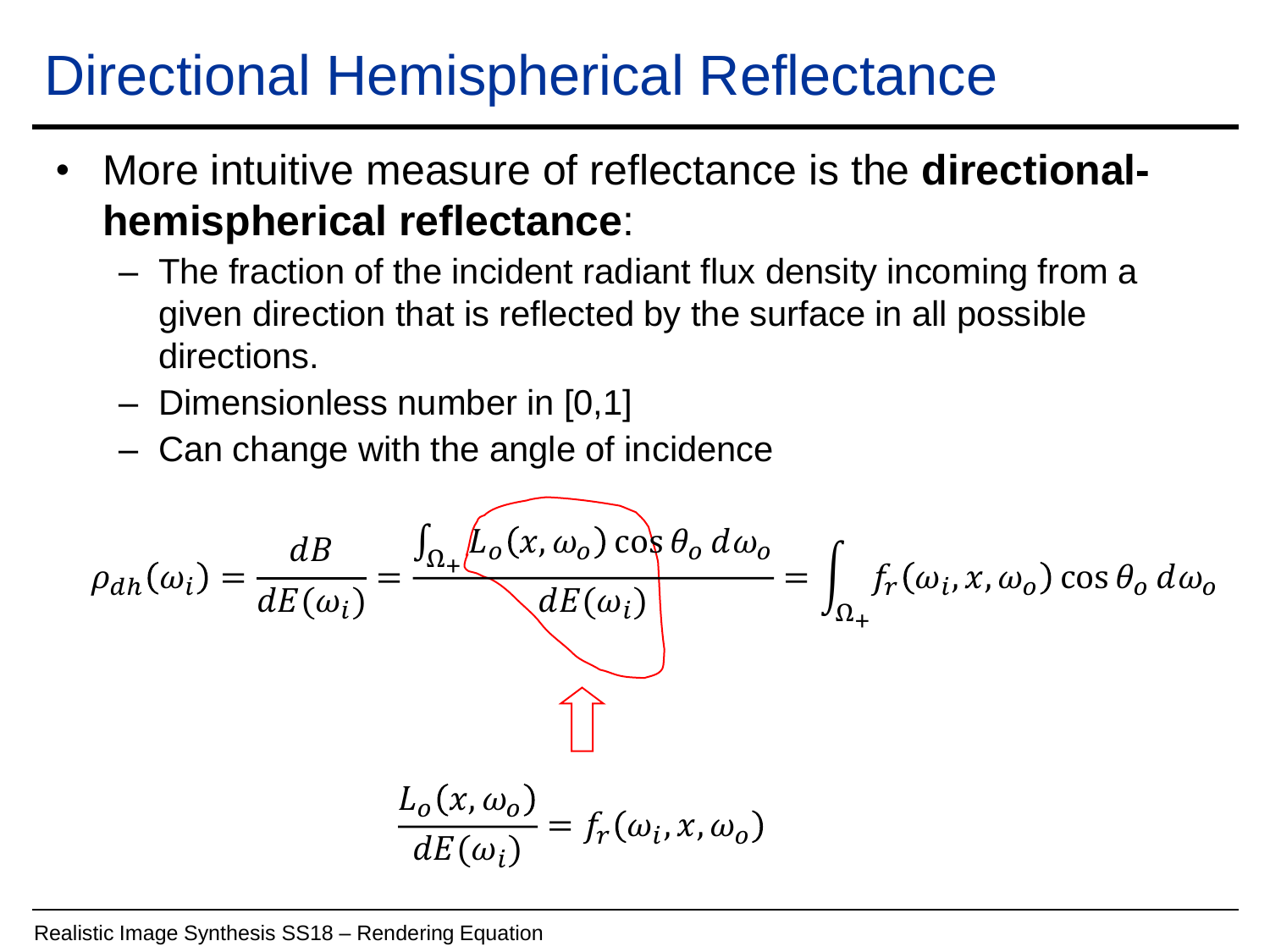# Directional Hemispherical Reflectance

- More intuitive measure of reflectance is the **directional-hemispherical reflectance**:
  - The fraction of the incident radiant flux density incoming from a given direction that is reflected by the surface in all possible directions.
  - Dimensionless number in [0,1]
  - Can change with the angle of incidence

$$\rho_{dh}(\omega_i) = \frac{dB}{dE(\omega_i)} = \frac{\int_{\Omega_+} L_o(x, \omega_o) \cos\theta_o \, d\omega_o}{dE(\omega_i)} = \int_{\Omega_+} f_r(\omega_i, x, \omega_o) \cos\theta_o \, d\omega_o$$

$$\frac{L_o(x, \omega_o)}{dE(\omega_i)} = f_r(\omega_i, x, \omega_o)$$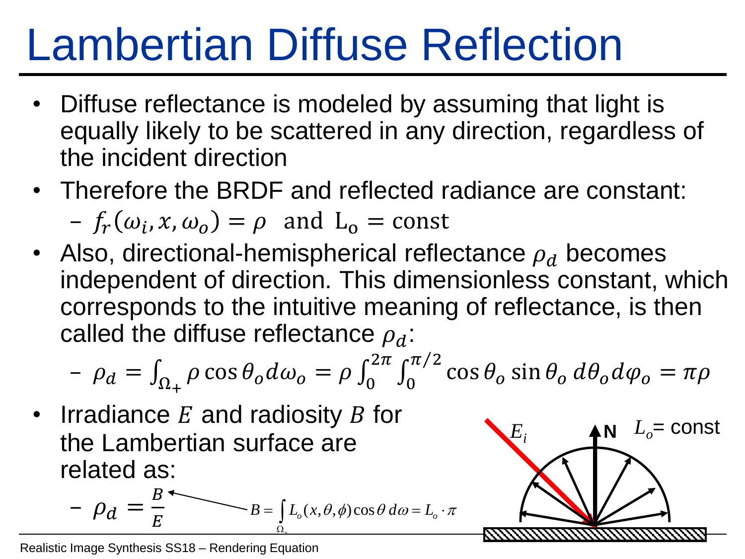# Lambertian Diffuse Reflection

- Diffuse reflectance is modeled by assuming that light is equally likely to be scattered in any direction, regardless of the incident direction
- Therefore the BRDF and reflected radiance are constant:
  - $f_r(\omega_i, x, \omega_o) = \rho$ and $\mathrm{L_o} = \mathrm{const}$
- Also, directional-hemispherical reflectance $\rho_d$ becomes independent of direction. This dimensionless constant, which corresponds to the intuitive meaning of reflectance, is then called the diffuse reflectance $\rho_d$:
  - $\rho_d = \int_{\Omega_+} \rho \cos\theta_o d\omega_o = \rho \int_0^{2\pi} \int_0^{\pi/2} \cos\theta_o \sin\theta_o \, d\theta_o d\varphi_o = \pi\rho$
- Irradiance $E$ and radiosity $B$ for the Lambertian surface are related as:
  - $\rho_d = \frac{B}{E}$

$$B = \int_{\Omega_+} L_o(x, \theta, \phi) \cos\theta \, d\omega = L_o \cdot \pi$$

$E_i$ N $L_o$= const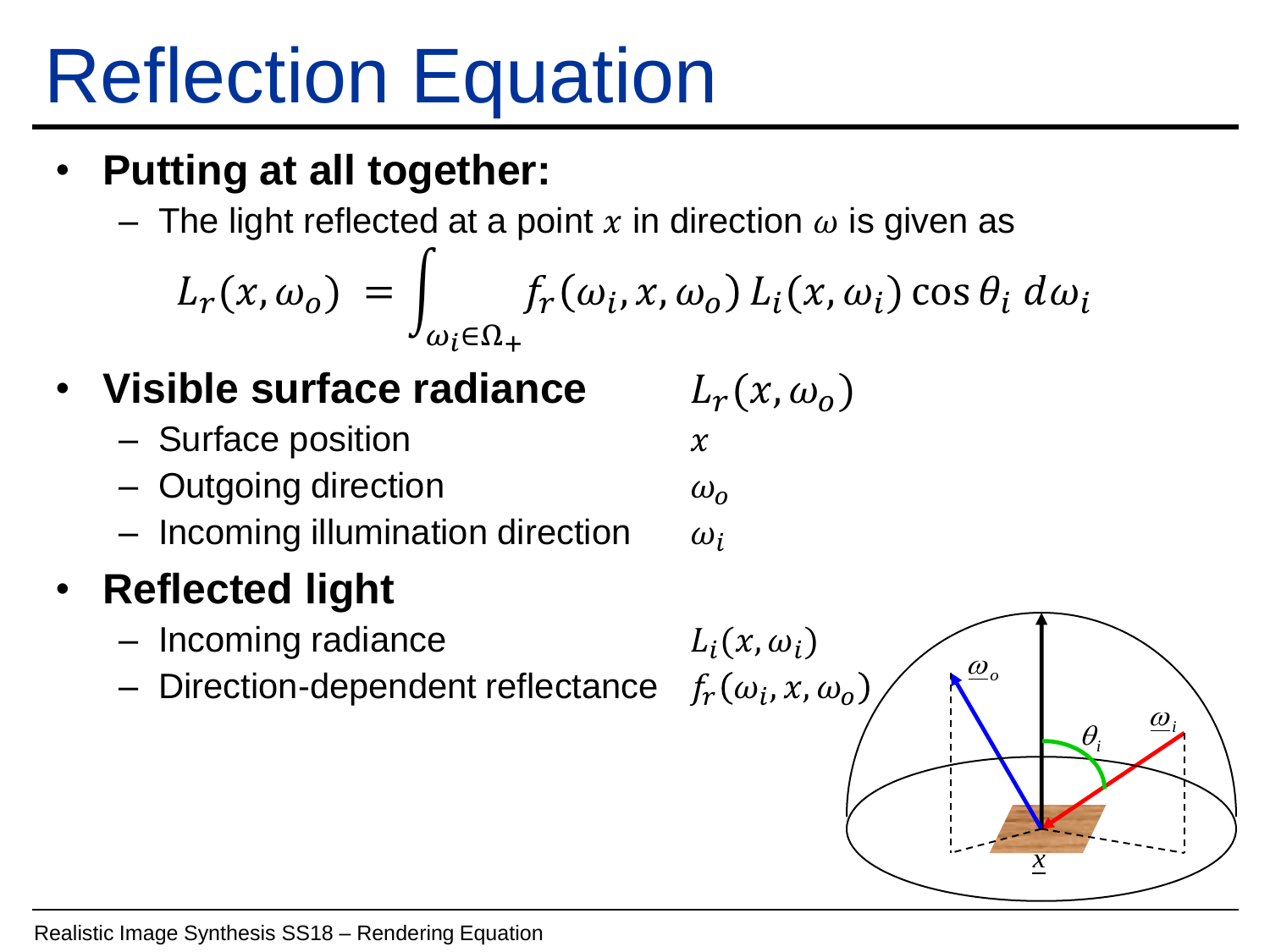# Reflection Equation

- **Putting at all together:**
  - The light reflected at a point $x$ in direction $\omega$ is given as

$$L_r(x, \omega_o) = \int_{\omega_i \in \Omega_+} f_r(\omega_i, x, \omega_o) \, L_i(x, \omega_i) \cos\theta_i \, d\omega_i$$

- **Visible surface radiance** $L_r(x, \omega_o)$
  - Surface position $x$
  - Outgoing direction $\omega_o$
  - Incoming illumination direction $\omega_i$
- **Reflected light**
  - Incoming radiance $L_i(x, \omega_i)$
  - Direction-dependent reflectance $f_r(\omega_i, x, \omega_o)$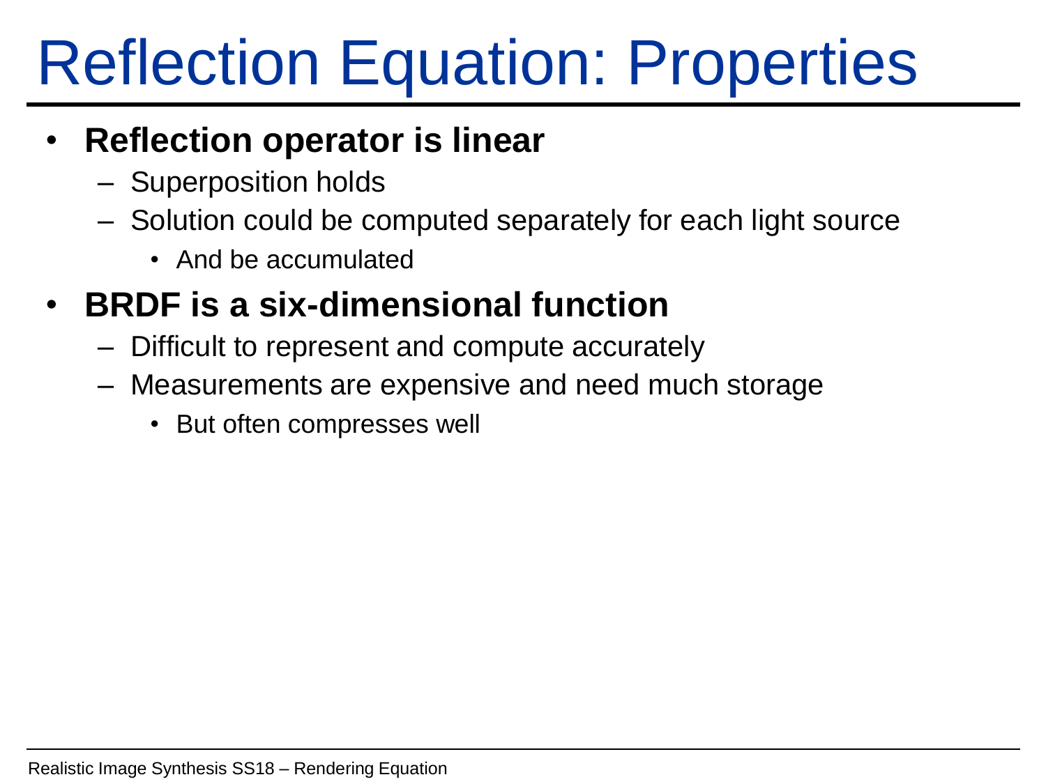# Reflection Equation: Properties

- **Reflection operator is linear**
  - Superposition holds
  - Solution could be computed separately for each light source
    - And be accumulated
- **BRDF is a six-dimensional function**
  - Difficult to represent and compute accurately
  - Measurements are expensive and need much storage
    - But often compresses well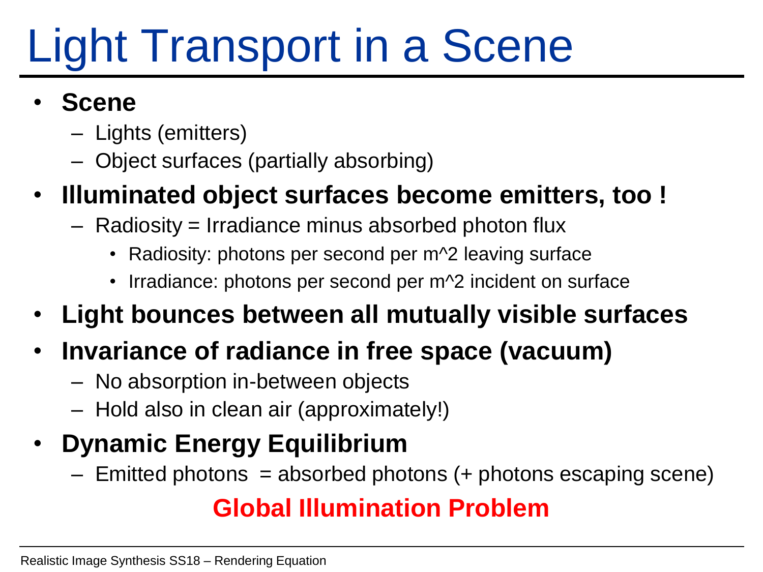# Light Transport in a Scene

- **Scene**
  - Lights (emitters)
  - Object surfaces (partially absorbing)
- **Illuminated object surfaces become emitters, too !**
  - Radiosity = Irradiance minus absorbed photon flux
    - Radiosity: photons per second per m^2 leaving surface
    - Irradiance: photons per second per m^2 incident on surface
- **Light bounces between all mutually visible surfaces**
- **Invariance of radiance in free space (vacuum)**
  - No absorption in-between objects
  - Hold also in clean air (approximately!)
- **Dynamic Energy Equilibrium**
  - Emitted photons = absorbed photons (+ photons escaping scene)

**Global Illumination Problem**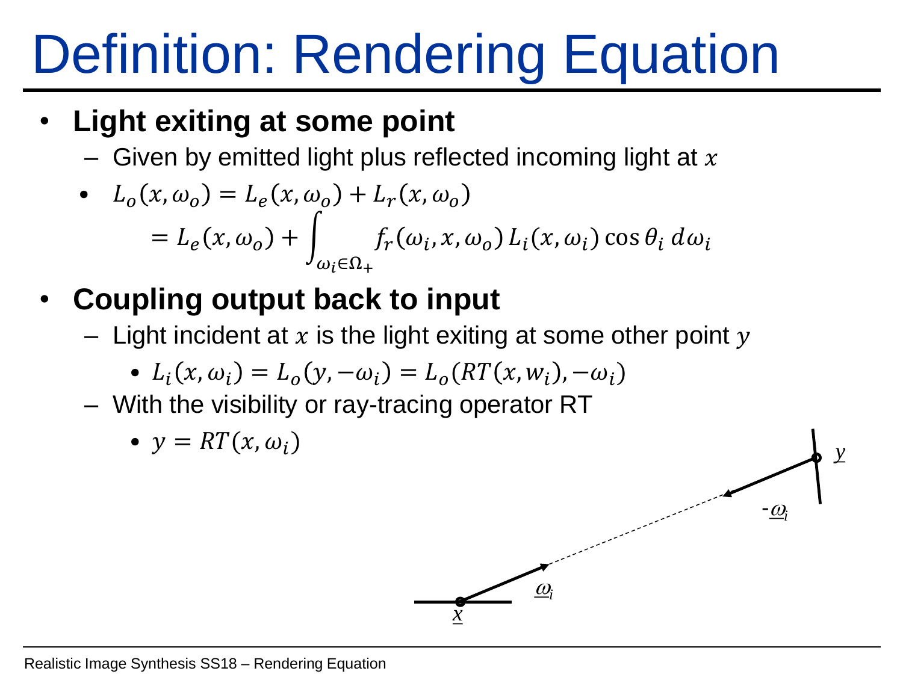# Definition: Rendering Equation

- **Light exiting at some point**
  - Given by emitted light plus reflected incoming light at $x$
    - $L_o(x, \omega_o) = L_e(x, \omega_o) + L_r(x, \omega_o)$
      $= L_e(x, \omega_o) + \int_{\omega_i \in \Omega_+} f_r(\omega_i, x, \omega_o)\, L_i(x, \omega_i) \cos\theta_i \, d\omega_i$
- **Coupling output back to input**
  - Light incident at $x$ is the light exiting at some other point $y$
    - $L_i(x, \omega_i) = L_o(y, -\omega_i) = L_o(RT(x, w_i), -\omega_i)$
  - With the visibility or ray-tracing operator RT
    - $y = RT(x, \omega_i)$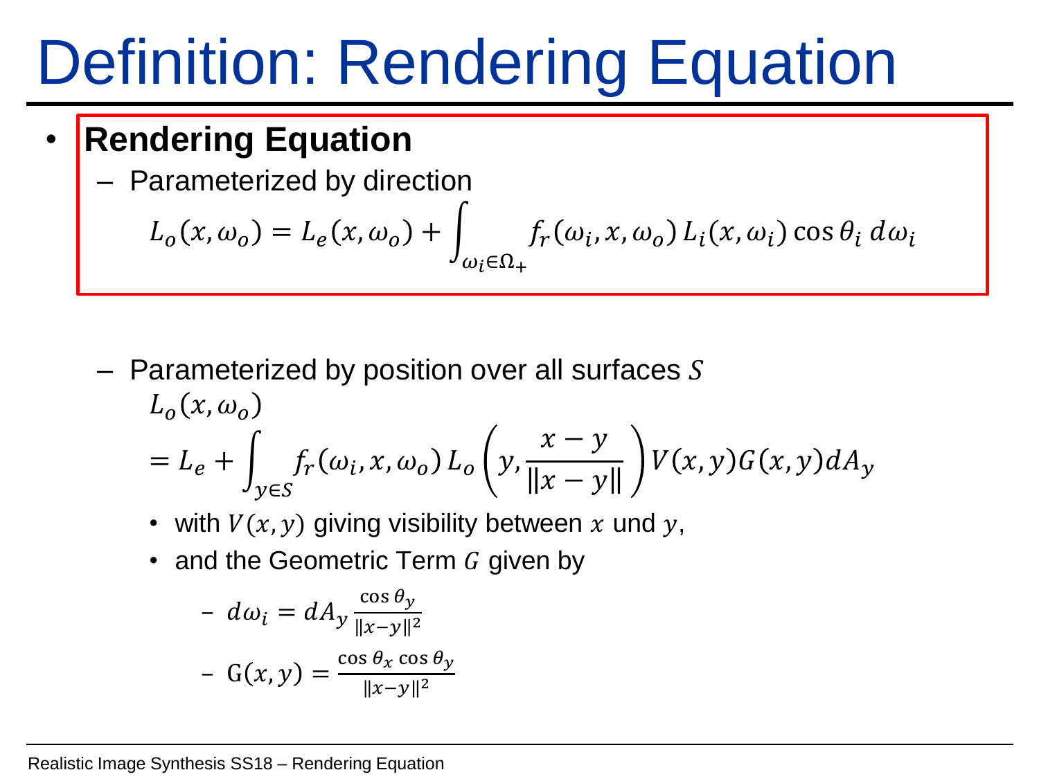# Definition: Rendering Equation

- **Rendering Equation**
  - Parameterized by direction

$$L_o(x, \omega_o) = L_e(x, \omega_o) + \int_{\omega_i \in \Omega_+} f_r(\omega_i, x, \omega_o)\, L_i(x, \omega_i) \cos\theta_i \, d\omega_i$$

  - Parameterized by position over all surfaces $S$

$$L_o(x, \omega_o)$$
$$= L_e + \int_{y \in S} f_r(\omega_i, x, \omega_o)\, L_o\left(y, \frac{x - y}{\|x - y\|}\right) V(x, y) G(x, y) dA_y$$

    - with $V(x, y)$ giving visibility between $x$ und $y$,
    - and the Geometric Term $G$ given by
      - $d\omega_i = dA_y \frac{\cos\theta_y}{\|x-y\|^2}$
      - $\mathrm{G}(x, y) = \frac{\cos\theta_x \cos\theta_y}{\|x-y\|^2}$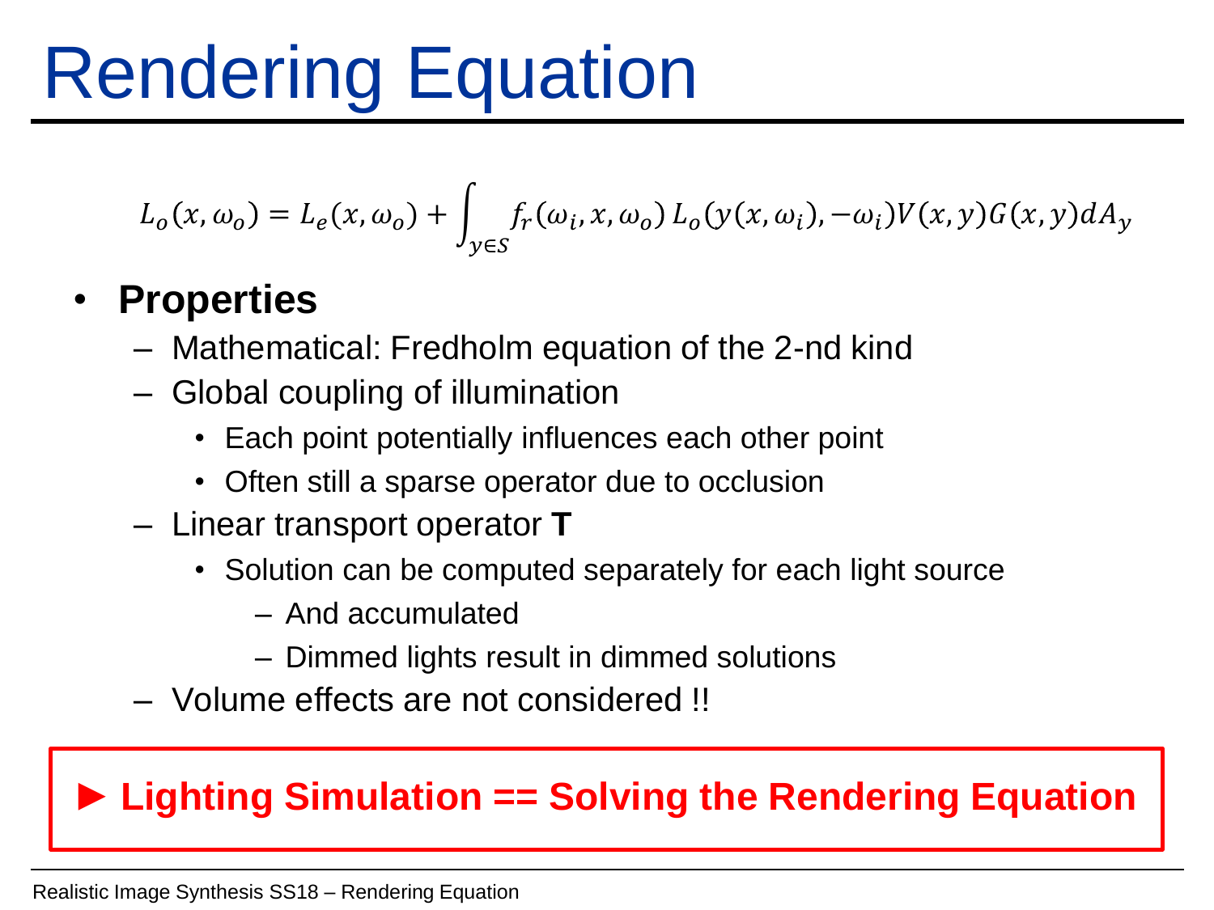# Rendering Equation

$$L_o(x, \omega_o) = L_e(x, \omega_o) + \int_{y \in S} f_r(\omega_i, x, \omega_o)\, L_o(y(x, \omega_i), -\omega_i) V(x, y) G(x, y) dA_y$$

- **Properties**
  - Mathematical: Fredholm equation of the 2-nd kind
  - Global coupling of illumination
    - Each point potentially influences each other point
    - Often still a sparse operator due to occlusion
  - Linear transport operator **T**
    - Solution can be computed separately for each light source
      - And accumulated
      - Dimmed lights result in dimmed solutions
  - Volume effects are not considered !!

► **Lighting Simulation == Solving the Rendering Equation**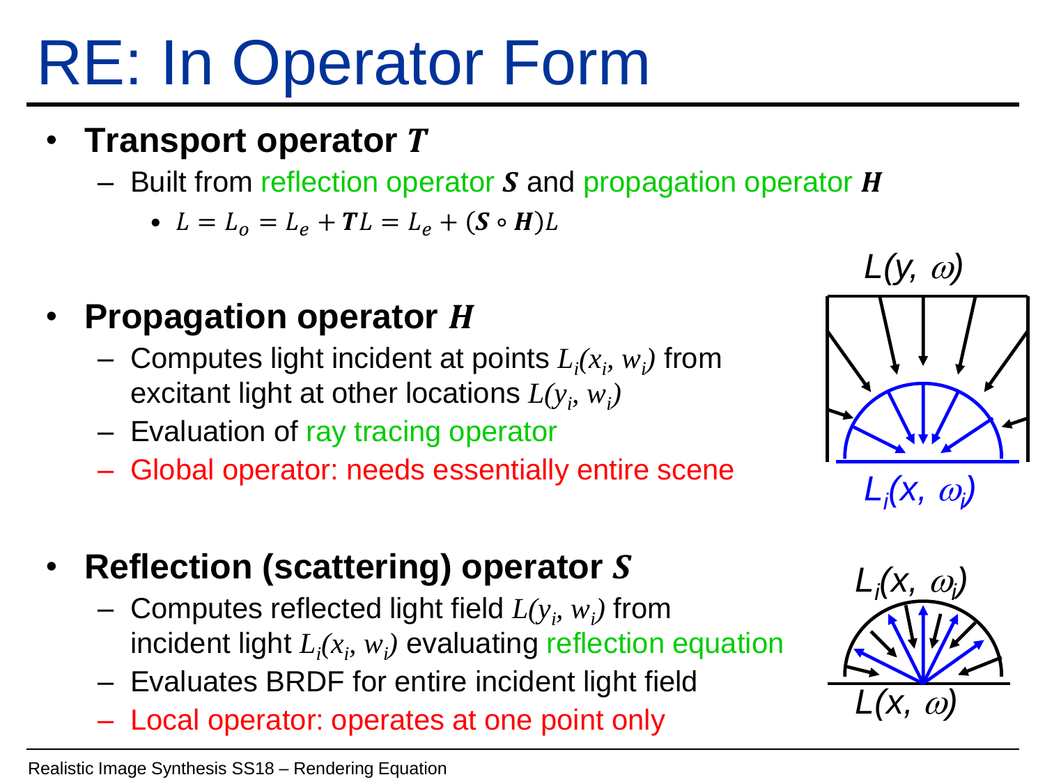# RE: In Operator Form

- **Transport operator $\boldsymbol{T}$**
  - Built from reflection operator $\boldsymbol{S}$ and propagation operator $\boldsymbol{H}$
    - $L = L_o = L_e + \boldsymbol{T}L = L_e + (\boldsymbol{S} \circ \boldsymbol{H})L$

- **Propagation operator $\boldsymbol{H}$**
  - Computes light incident at points $L_i(x_i, w_i)$ from excitant light at other locations $L(y_i, w_i)$
  - Evaluation of ray tracing operator
  - Global operator: needs essentially entire scene

- **Reflection (scattering) operator $\boldsymbol{S}$**
  - Computes reflected light field $L(y_i, w_i)$ from incident light $L_i(x_i, w_i)$ evaluating reflection equation
  - Evaluates BRDF for entire incident light field
  - Local operator: operates at one point only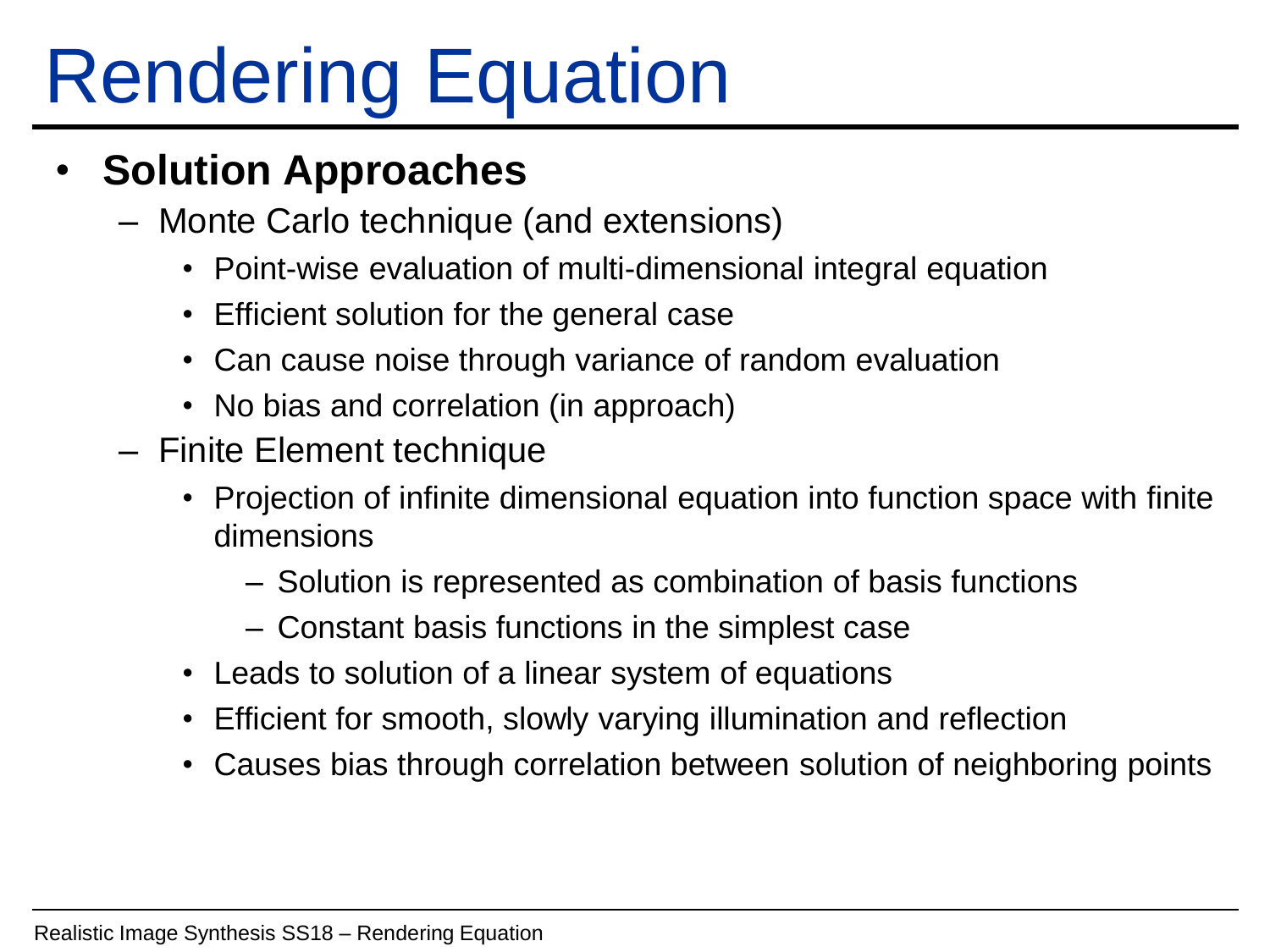# Rendering Equation

- **Solution Approaches**
  - Monte Carlo technique (and extensions)
    - Point-wise evaluation of multi-dimensional integral equation
    - Efficient solution for the general case
    - Can cause noise through variance of random evaluation
    - No bias and correlation (in approach)
  - Finite Element technique
    - Projection of infinite dimensional equation into function space with finite dimensions
      - Solution is represented as combination of basis functions
      - Constant basis functions in the simplest case
    - Leads to solution of a linear system of equations
    - Efficient for smooth, slowly varying illumination and reflection
    - Causes bias through correlation between solution of neighboring points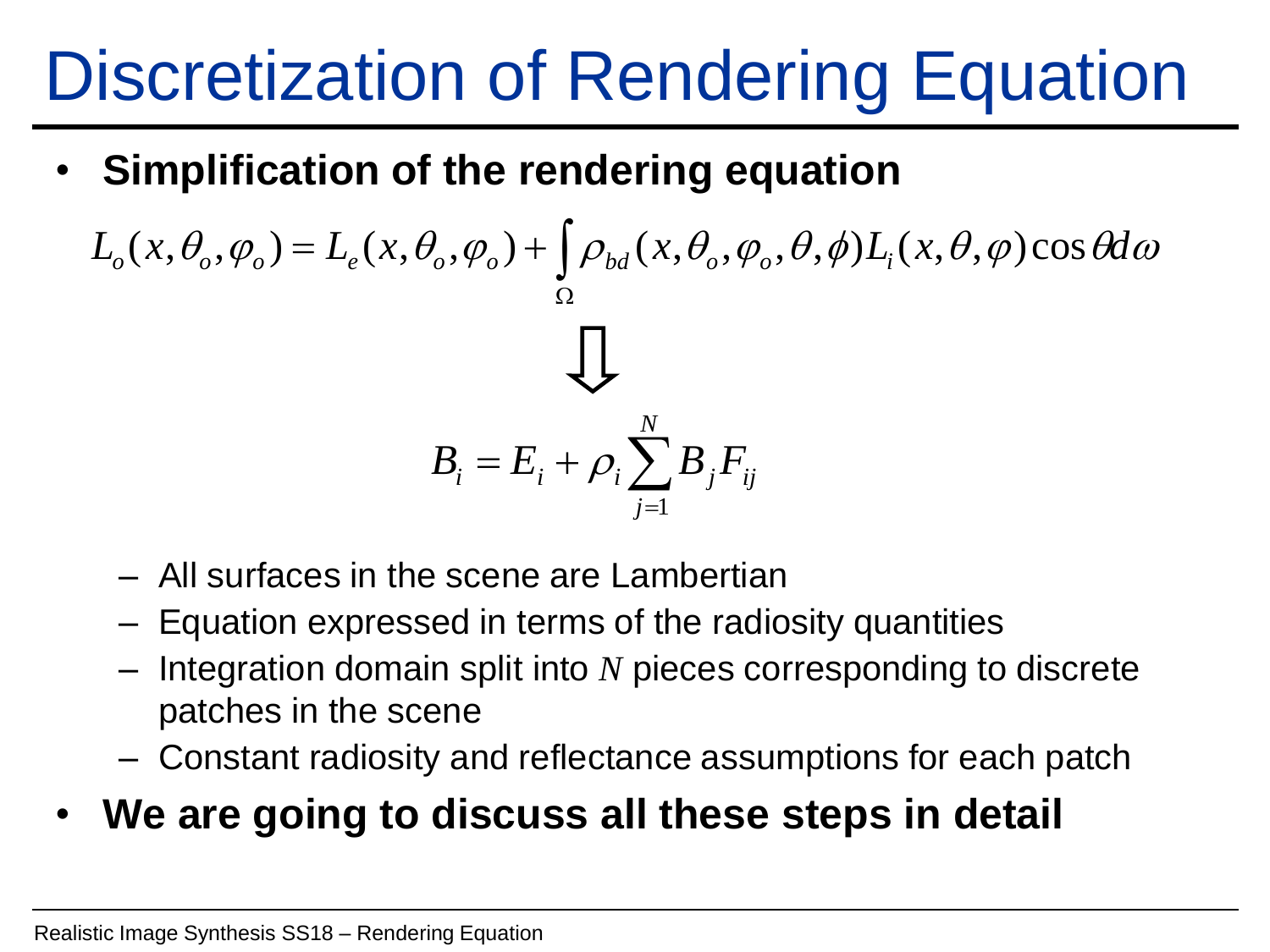# Discretization of Rendering Equation

- **Simplification of the rendering equation**

$$L_o(x,\theta_o,\varphi_o) = L_e(x,\theta_o,\varphi_o) + \int_\Omega \rho_{bd}(x,\theta_o,\varphi_o,\theta,\phi) L_i(x,\theta,\varphi)\cos\theta d\omega$$

$$\Downarrow$$

$$B_i = E_i + \rho_i \sum_{j=1}^{N} B_j F_{ij}$$

  - All surfaces in the scene are Lambertian
  - Equation expressed in terms of the radiosity quantities
  - Integration domain split into $N$ pieces corresponding to discrete patches in the scene
  - Constant radiosity and reflectance assumptions for each patch

- **We are going to discuss all these steps in detail**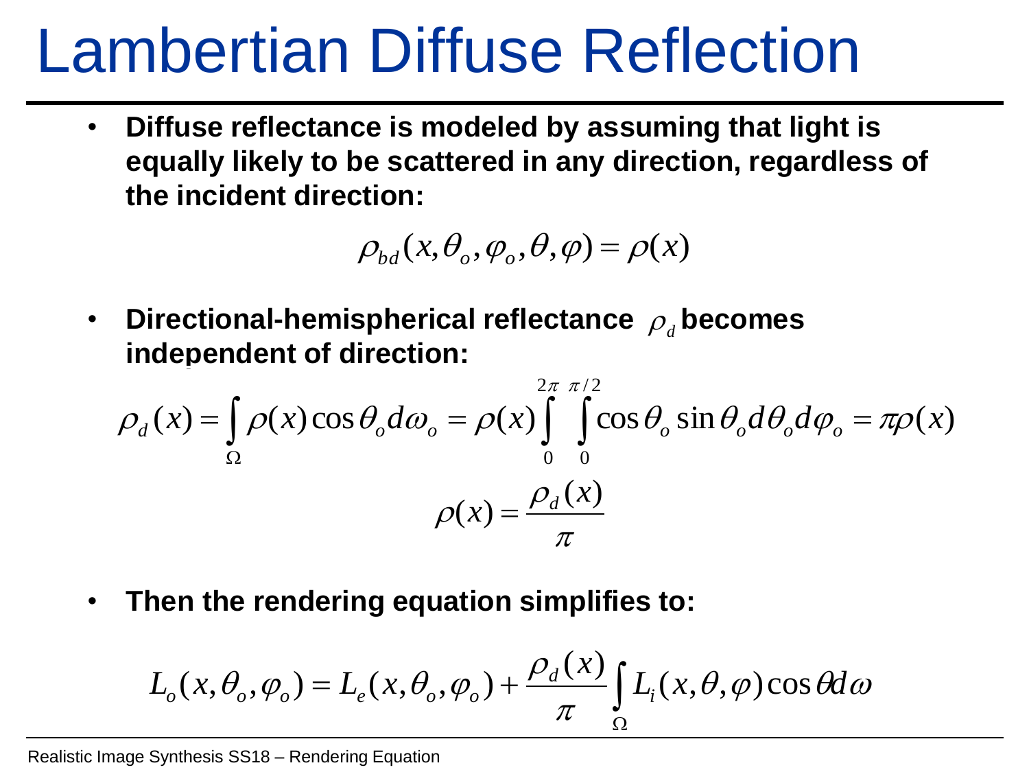# Lambertian Diffuse Reflection

- **Diffuse reflectance is modeled by assuming that light is equally likely to be scattered in any direction, regardless of the incident direction:**

$$\rho_{bd}(x,\theta_o,\varphi_o,\theta,\varphi) = \rho(x)$$

- **Directional-hemispherical reflectance $\rho_d$ becomes independent of direction:**

$$\rho_d(x) = \int_{\Omega} \rho(x)\cos\theta_o d\omega_o = \rho(x)\int_0^{2\pi}\int_0^{\pi/2}\cos\theta_o \sin\theta_o d\theta_o d\varphi_o = \pi\rho(x)$$

$$\rho(x) = \frac{\rho_d(x)}{\pi}$$

- **Then the rendering equation simplifies to:**

$$L_o(x,\theta_o,\varphi_o) = L_e(x,\theta_o,\varphi_o) + \frac{\rho_d(x)}{\pi}\int_{\Omega} L_i(x,\theta,\varphi)\cos\theta d\omega$$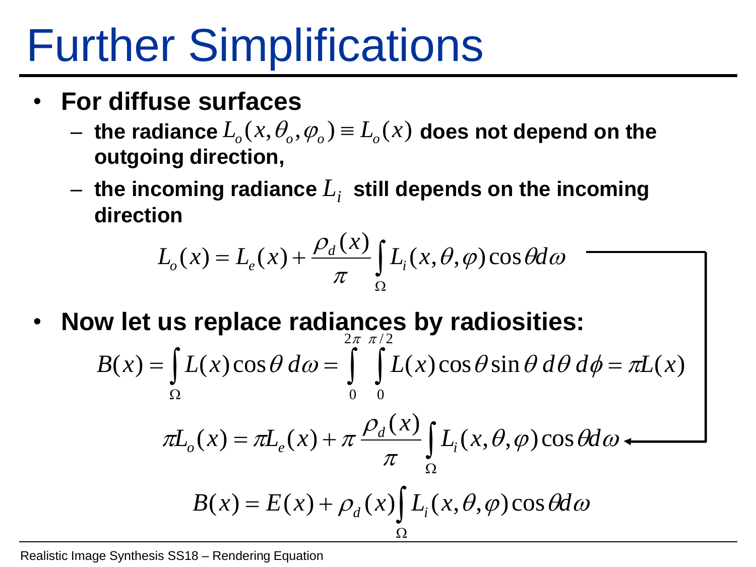# Further Simplifications

- **For diffuse surfaces**
  - **the radiance $L_o(x, \theta_o, \varphi_o) \equiv L_o(x)$ does not depend on the outgoing direction,**
  - **the incoming radiance $L_i$ still depends on the incoming direction**

$$L_o(x) = L_e(x) + \frac{\rho_d(x)}{\pi} \int_{\Omega} L_i(x, \theta, \varphi) \cos\theta d\omega$$

- **Now let us replace radiances by radiosities:**

$$B(x) = \int_{\Omega} L(x) \cos\theta \, d\omega = \int_0^{2\pi} \int_0^{\pi/2} L(x) \cos\theta \sin\theta \, d\theta \, d\phi = \pi L(x)$$

$$\pi L_o(x) = \pi L_e(x) + \pi \frac{\rho_d(x)}{\pi} \int_{\Omega} L_i(x, \theta, \varphi) \cos\theta d\omega$$

$$B(x) = E(x) + \rho_d(x) \int_{\Omega} L_i(x, \theta, \varphi) \cos\theta d\omega$$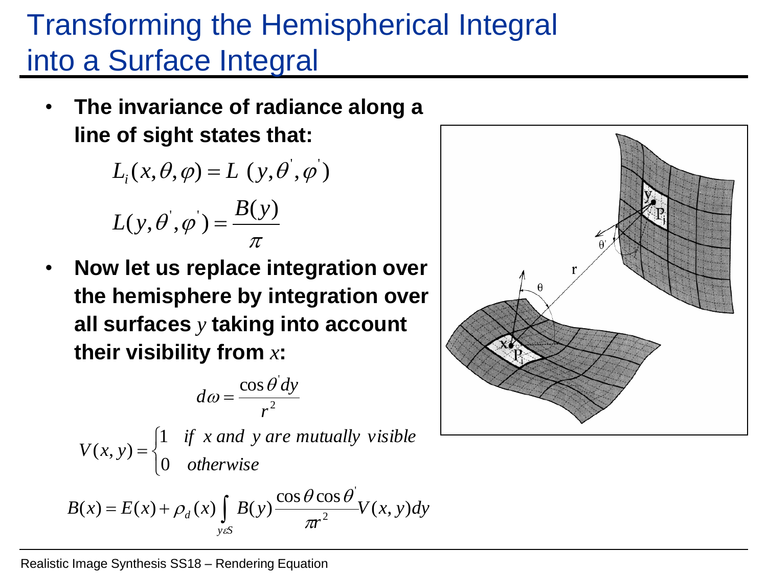# Transforming the Hemispherical Integral into a Surface Integral

- **The invariance of radiance along a line of sight states that:**

$$L_i(x,\theta,\varphi) = L\,(y,\theta',\varphi')$$

$$L(y,\theta',\varphi') = \frac{B(y)}{\pi}$$

- **Now let us replace integration over the hemisphere by integration over all surfaces** $y$ **taking into account their visibility from** $x$**:**

$$d\omega = \frac{\cos\theta' dy}{r^2}$$

$$V(x,y) = \begin{cases} 1 & \text{if } x \text{ and } y \text{ are mutually visible} \\ 0 & \text{otherwise} \end{cases}$$

$$B(x) = E(x) + \rho_d(x) \int_{y \varepsilon S} B(y) \frac{\cos\theta \cos\theta'}{\pi r^2} V(x,y) dy$$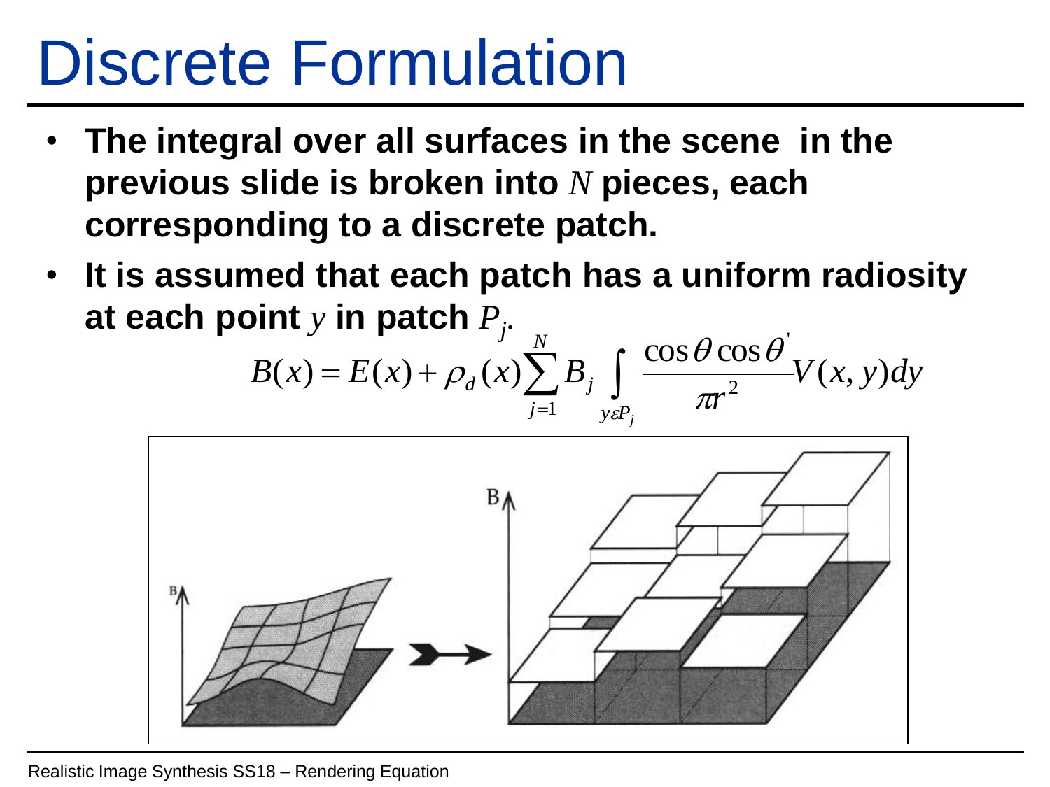# Discrete Formulation

- **The integral over all surfaces in the scene in the previous slide is broken into $N$ pieces, each corresponding to a discrete patch.**
- **It is assumed that each patch has a uniform radiosity at each point $y$ in patch $P_j$.**

$$B(x) = E(x) + \rho_d(x) \sum_{j=1}^{N} B_j \int_{y \varepsilon P_j} \frac{\cos\theta \cos\theta'}{\pi r^2} V(x,y) dy$$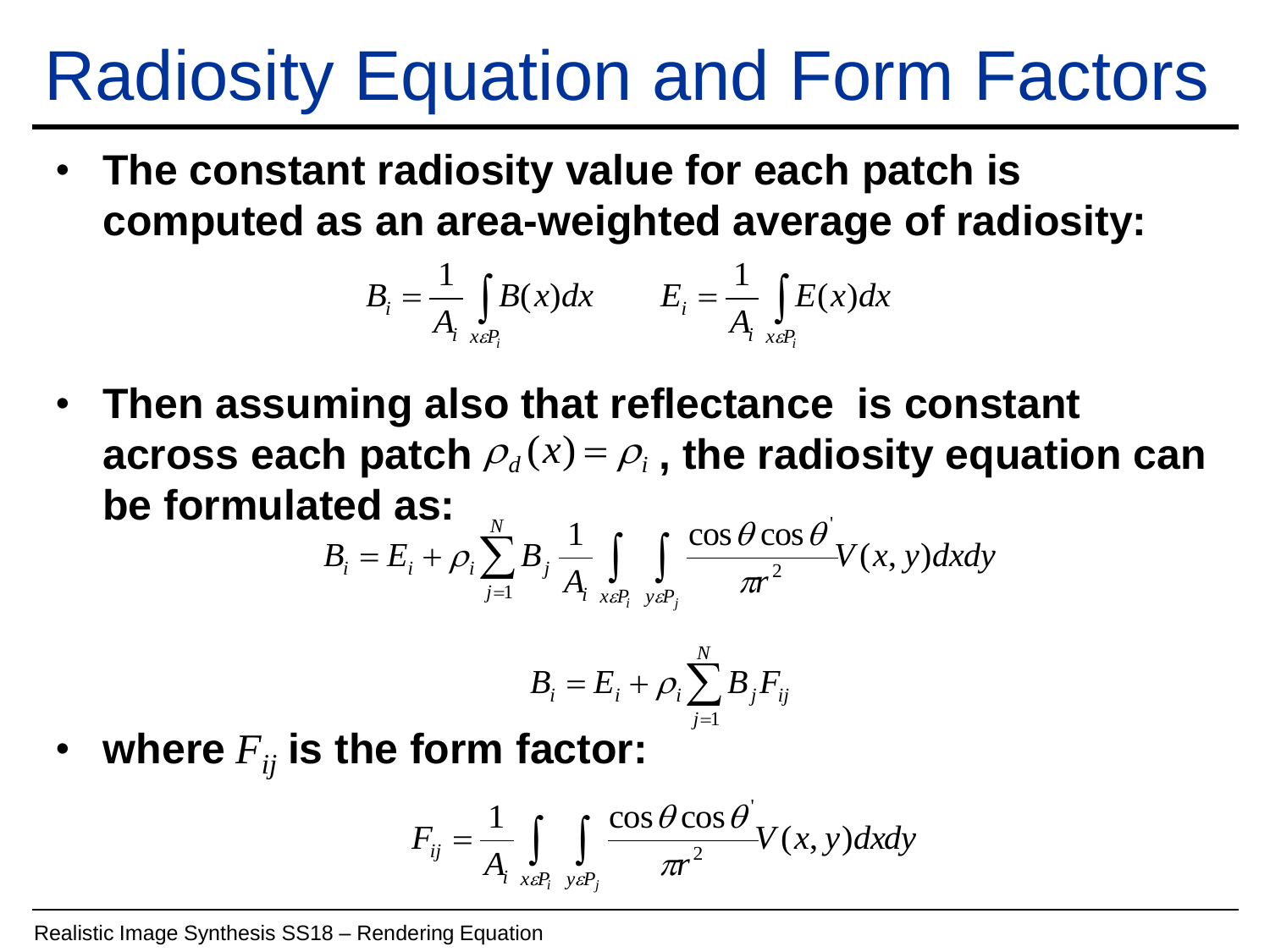# Radiosity Equation and Form Factors

- **The constant radiosity value for each patch is computed as an area-weighted average of radiosity:**

$$B_i = \frac{1}{A_i} \int_{x \varepsilon P_i} B(x) dx \qquad E_i = \frac{1}{A_i} \int_{x \varepsilon P_i} E(x) dx$$

- **Then assuming also that reflectance is constant across each patch $\rho_d(x) = \rho_i$, the radiosity equation can be formulated as:**

$$B_i = E_i + \rho_i \sum_{j=1}^{N} B_j \frac{1}{A_i} \int_{x \varepsilon P_i} \int_{y \varepsilon P_j} \frac{\cos\theta \cos\theta'}{\pi r^2} V(x,y) dx dy$$

$$B_i = E_i + \rho_i \sum_{j=1}^{N} B_j F_{ij}$$

- **where $F_{ij}$ is the form factor:**

$$F_{ij} = \frac{1}{A_i} \int_{x \varepsilon P_i} \int_{y \varepsilon P_j} \frac{\cos\theta \cos\theta'}{\pi r^2} V(x,y) dx dy$$